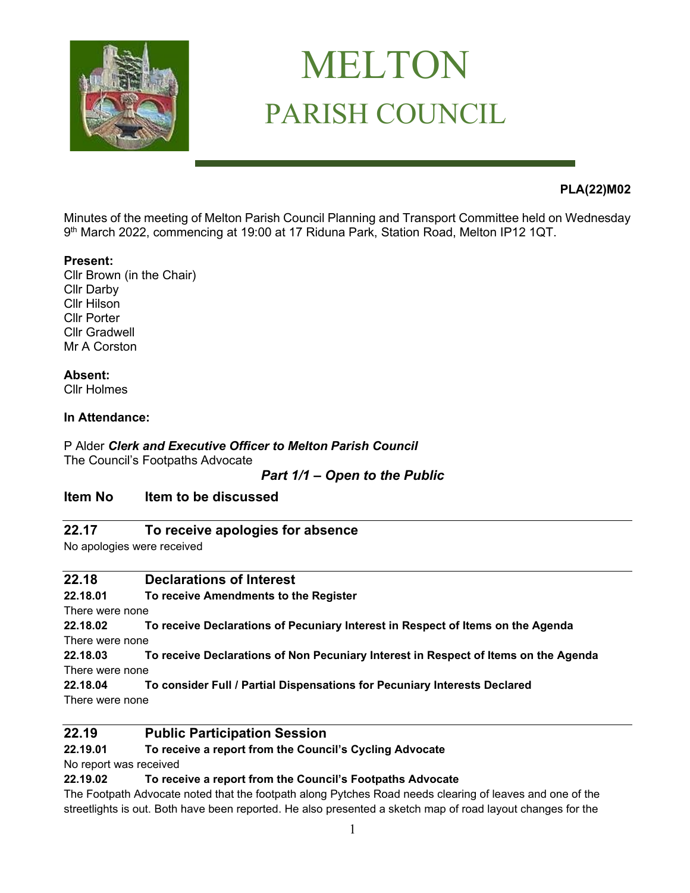# MELTON
## PARISH COUNCIL

**PLA(22)M02**

Minutes of the meeting of Melton Parish Council Planning and Transport Committee held on Wednesday 9th March 2022, commencing at 19:00 at 17 Riduna Park, Station Road, Melton IP12 1QT.

**Present:**
Cllr Brown (in the Chair)
Cllr Darby
Cllr Hilson
Cllr Porter
Cllr Gradwell
Mr A Corston

**Absent:**
Cllr Holmes

**In Attendance:**

P Alder ***Clerk and Executive Officer to Melton Parish Council***
The Council's Footpaths Advocate

***Part 1/1 – Open to the Public***

| Item No | Item to be discussed |
|---|---|

## 22.17 To receive apologies for absence

No apologies were received

## 22.18 Declarations of Interest

**22.18.01 To receive Amendments to the Register**

There were none

**22.18.02 To receive Declarations of Pecuniary Interest in Respect of Items on the Agenda**

There were none

**22.18.03 To receive Declarations of Non Pecuniary Interest in Respect of Items on the Agenda**

There were none

**22.18.04 To consider Full / Partial Dispensations for Pecuniary Interests Declared**

There were none

## 22.19 Public Participation Session

**22.19.01 To receive a report from the Council's Cycling Advocate**

No report was received

**22.19.02 To receive a report from the Council's Footpaths Advocate**

The Footpath Advocate noted that the footpath along Pytches Road needs clearing of leaves and one of the streetlights is out. Both have been reported. He also presented a sketch map of road layout changes for the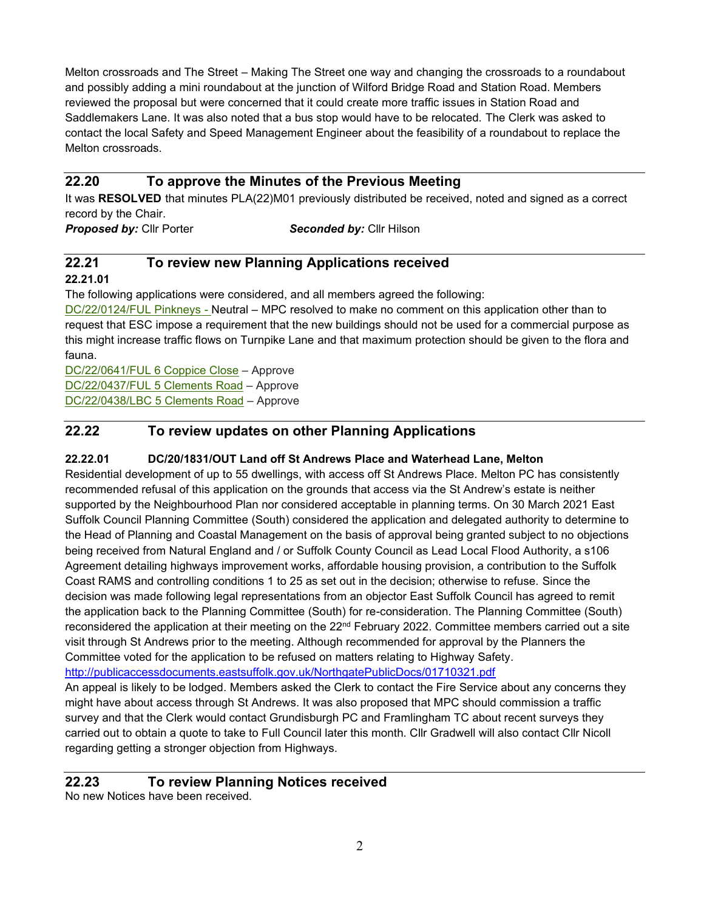Melton crossroads and The Street – Making The Street one way and changing the crossroads to a roundabout and possibly adding a mini roundabout at the junction of Wilford Bridge Road and Station Road. Members reviewed the proposal but were concerned that it could create more traffic issues in Station Road and Saddlemakers Lane. It was also noted that a bus stop would have to be relocated. The Clerk was asked to contact the local Safety and Speed Management Engineer about the feasibility of a roundabout to replace the Melton crossroads.

## 22.20 To approve the Minutes of the Previous Meeting

It was **RESOLVED** that minutes PLA(22)M01 previously distributed be received, noted and signed as a correct record by the Chair.

***Proposed by:*** Cllr Porter ***Seconded by:*** Cllr Hilson

## 22.21 To review new Planning Applications received

**22.21.01**

The following applications were considered, and all members agreed the following:

DC/22/0124/FUL Pinkneys - Neutral – MPC resolved to make no comment on this application other than to request that ESC impose a requirement that the new buildings should not be used for a commercial purpose as this might increase traffic flows on Turnpike Lane and that maximum protection should be given to the flora and fauna.

DC/22/0641/FUL 6 Coppice Close – Approve

DC/22/0437/FUL 5 Clements Road – Approve

DC/22/0438/LBC 5 Clements Road – Approve

## 22.22 To review updates on other Planning Applications

**22.22.01 DC/20/1831/OUT Land off St Andrews Place and Waterhead Lane, Melton**

Residential development of up to 55 dwellings, with access off St Andrews Place. Melton PC has consistently recommended refusal of this application on the grounds that access via the St Andrew's estate is neither supported by the Neighbourhood Plan nor considered acceptable in planning terms. On 30 March 2021 East Suffolk Council Planning Committee (South) considered the application and delegated authority to determine to the Head of Planning and Coastal Management on the basis of approval being granted subject to no objections being received from Natural England and / or Suffolk County Council as Lead Local Flood Authority, a s106 Agreement detailing highways improvement works, affordable housing provision, a contribution to the Suffolk Coast RAMS and controlling conditions 1 to 25 as set out in the decision; otherwise to refuse. Since the decision was made following legal representations from an objector East Suffolk Council has agreed to remit the application back to the Planning Committee (South) for re-consideration. The Planning Committee (South) reconsidered the application at their meeting on the 22nd February 2022. Committee members carried out a site visit through St Andrews prior to the meeting. Although recommended for approval by the Planners the Committee voted for the application to be refused on matters relating to Highway Safety.

http://publicaccessdocuments.eastsuffolk.gov.uk/NorthgatePublicDocs/01710321.pdf

An appeal is likely to be lodged. Members asked the Clerk to contact the Fire Service about any concerns they might have about access through St Andrews. It was also proposed that MPC should commission a traffic survey and that the Clerk would contact Grundisburgh PC and Framlingham TC about recent surveys they carried out to obtain a quote to take to Full Council later this month. Cllr Gradwell will also contact Cllr Nicoll regarding getting a stronger objection from Highways.

## 22.23 To review Planning Notices received

No new Notices have been received.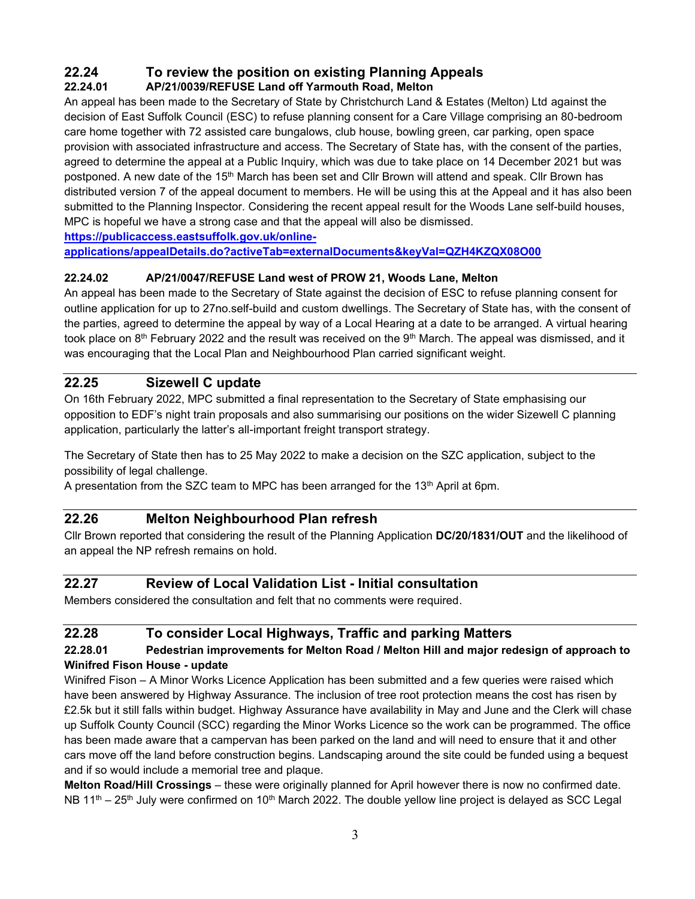## 22.24 To review the position on existing Planning Appeals

### 22.24.01 AP/21/0039/REFUSE Land off Yarmouth Road, Melton

An appeal has been made to the Secretary of State by Christchurch Land & Estates (Melton) Ltd against the decision of East Suffolk Council (ESC) to refuse planning consent for a Care Village comprising an 80-bedroom care home together with 72 assisted care bungalows, club house, bowling green, car parking, open space provision with associated infrastructure and access. The Secretary of State has, with the consent of the parties, agreed to determine the appeal at a Public Inquiry, which was due to take place on 14 December 2021 but was postponed. A new date of the 15th March has been set and Cllr Brown will attend and speak. Cllr Brown has distributed version 7 of the appeal document to members. He will be using this at the Appeal and it has also been submitted to the Planning Inspector. Considering the recent appeal result for the Woods Lane self-build houses, MPC is hopeful we have a strong case and that the appeal will also be dismissed.

**https://publicaccess.eastsuffolk.gov.uk/online-applications/appealDetails.do?activeTab=externalDocuments&keyVal=QZH4KZQX08O00**

### 22.24.02 AP/21/0047/REFUSE Land west of PROW 21, Woods Lane, Melton

An appeal has been made to the Secretary of State against the decision of ESC to refuse planning consent for outline application for up to 27no.self-build and custom dwellings. The Secretary of State has, with the consent of the parties, agreed to determine the appeal by way of a Local Hearing at a date to be arranged. A virtual hearing took place on 8th February 2022 and the result was received on the 9th March. The appeal was dismissed, and it was encouraging that the Local Plan and Neighbourhood Plan carried significant weight.

## 22.25 Sizewell C update

On 16th February 2022, MPC submitted a final representation to the Secretary of State emphasising our opposition to EDF's night train proposals and also summarising our positions on the wider Sizewell C planning application, particularly the latter's all-important freight transport strategy.

The Secretary of State then has to 25 May 2022 to make a decision on the SZC application, subject to the possibility of legal challenge.
A presentation from the SZC team to MPC has been arranged for the 13th April at 6pm.

## 22.26 Melton Neighbourhood Plan refresh

Cllr Brown reported that considering the result of the Planning Application **DC/20/1831/OUT** and the likelihood of an appeal the NP refresh remains on hold.

## 22.27 Review of Local Validation List - Initial consultation

Members considered the consultation and felt that no comments were required.

## 22.28 To consider Local Highways, Traffic and parking Matters

### 22.28.01 Pedestrian improvements for Melton Road / Melton Hill and major redesign of approach to Winifred Fison House - update

Winifred Fison – A Minor Works Licence Application has been submitted and a few queries were raised which have been answered by Highway Assurance. The inclusion of tree root protection means the cost has risen by £2.5k but it still falls within budget. Highway Assurance have availability in May and June and the Clerk will chase up Suffolk County Council (SCC) regarding the Minor Works Licence so the work can be programmed. The office has been made aware that a campervan has been parked on the land and will need to ensure that it and other cars move off the land before construction begins. Landscaping around the site could be funded using a bequest and if so would include a memorial tree and plaque.

**Melton Road/Hill Crossings** – these were originally planned for April however there is now no confirmed date. NB 11th – 25th July were confirmed on 10th March 2022. The double yellow line project is delayed as SCC Legal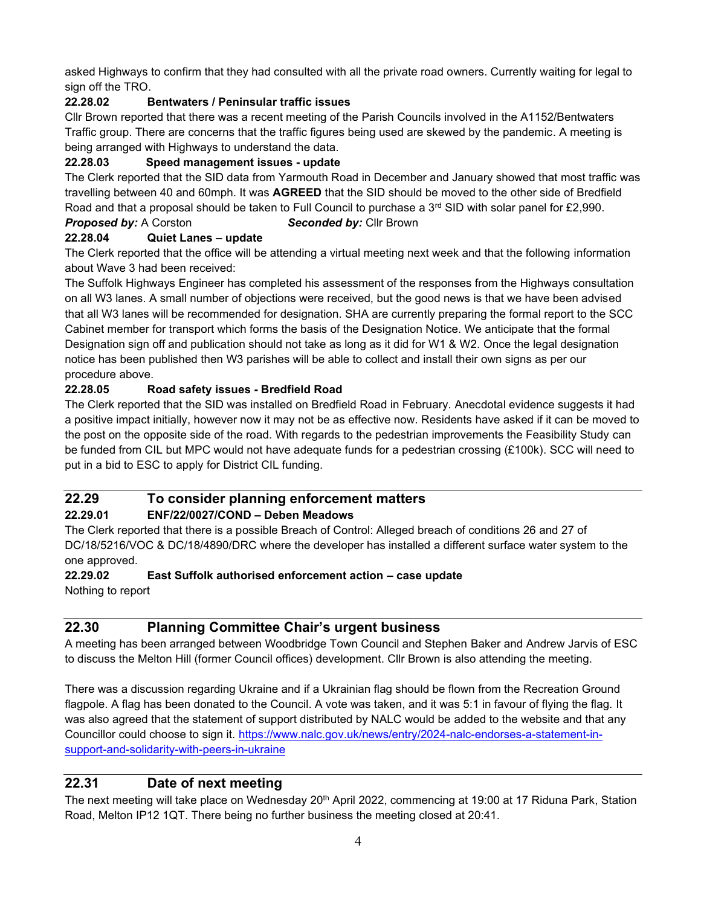asked Highways to confirm that they had consulted with all the private road owners. Currently waiting for legal to sign off the TRO.

**22.28.02 Bentwaters / Peninsular traffic issues**

Cllr Brown reported that there was a recent meeting of the Parish Councils involved in the A1152/Bentwaters Traffic group. There are concerns that the traffic figures being used are skewed by the pandemic. A meeting is being arranged with Highways to understand the data.

**22.28.03 Speed management issues - update**

The Clerk reported that the SID data from Yarmouth Road in December and January showed that most traffic was travelling between 40 and 60mph. It was **AGREED** that the SID should be moved to the other side of Bredfield Road and that a proposal should be taken to Full Council to purchase a 3rd SID with solar panel for £2,990.

***Proposed by:*** A Corston ***Seconded by:*** Cllr Brown

**22.28.04 Quiet Lanes – update**

The Clerk reported that the office will be attending a virtual meeting next week and that the following information about Wave 3 had been received:

The Suffolk Highways Engineer has completed his assessment of the responses from the Highways consultation on all W3 lanes. A small number of objections were received, but the good news is that we have been advised that all W3 lanes will be recommended for designation. SHA are currently preparing the formal report to the SCC Cabinet member for transport which forms the basis of the Designation Notice. We anticipate that the formal Designation sign off and publication should not take as long as it did for W1 & W2. Once the legal designation notice has been published then W3 parishes will be able to collect and install their own signs as per our procedure above.

**22.28.05 Road safety issues - Bredfield Road**

The Clerk reported that the SID was installed on Bredfield Road in February. Anecdotal evidence suggests it had a positive impact initially, however now it may not be as effective now. Residents have asked if it can be moved to the post on the opposite side of the road. With regards to the pedestrian improvements the Feasibility Study can be funded from CIL but MPC would not have adequate funds for a pedestrian crossing (£100k). SCC will need to put in a bid to ESC to apply for District CIL funding.

## 22.29 To consider planning enforcement matters

**22.29.01 ENF/22/0027/COND – Deben Meadows**

The Clerk reported that there is a possible Breach of Control: Alleged breach of conditions 26 and 27 of DC/18/5216/VOC & DC/18/4890/DRC where the developer has installed a different surface water system to the one approved.

**22.29.02 East Suffolk authorised enforcement action – case update**

Nothing to report

## 22.30 Planning Committee Chair's urgent business

A meeting has been arranged between Woodbridge Town Council and Stephen Baker and Andrew Jarvis of ESC to discuss the Melton Hill (former Council offices) development. Cllr Brown is also attending the meeting.

There was a discussion regarding Ukraine and if a Ukrainian flag should be flown from the Recreation Ground flagpole. A flag has been donated to the Council. A vote was taken, and it was 5:1 in favour of flying the flag. It was also agreed that the statement of support distributed by NALC would be added to the website and that any Councillor could choose to sign it. https://www.nalc.gov.uk/news/entry/2024-nalc-endorses-a-statement-in-support-and-solidarity-with-peers-in-ukraine

## 22.31 Date of next meeting

The next meeting will take place on Wednesday 20th April 2022, commencing at 19:00 at 17 Riduna Park, Station Road, Melton IP12 1QT. There being no further business the meeting closed at 20:41.